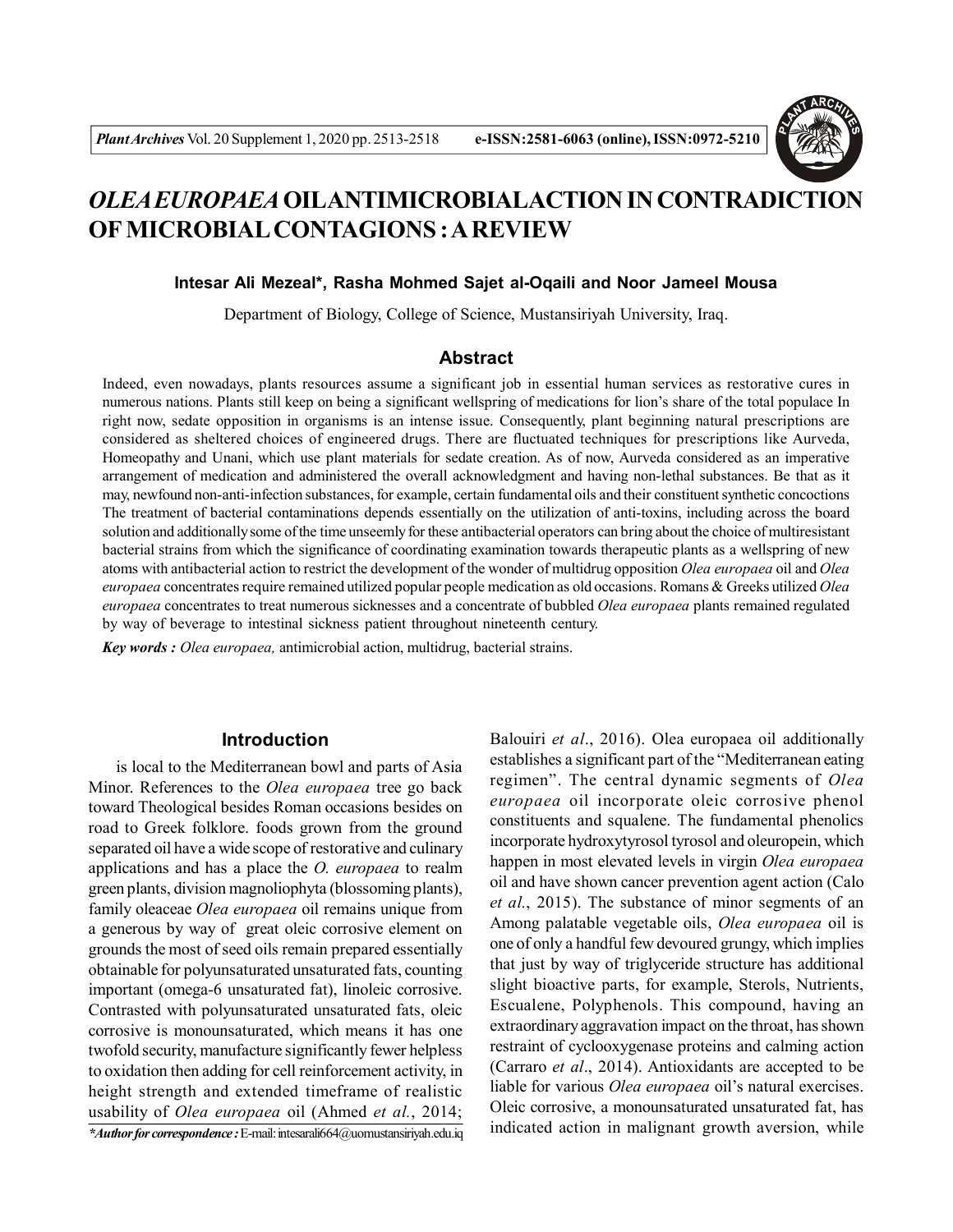# *OLEA EUROPAEA* OIL ANTIMICROBIAL ACTION IN CONTRADICTION OF MICROBIAL CONTAGIONS : A REVIEW

**Intesar Ali Mezeal*, Rasha Mohmed Sajet al-Oqaili and Noor Jameel Mousa**

Department of Biology, College of Science, Mustansiriyah University, Iraq.

## Abstract

Indeed, even nowadays, plants resources assume a significant job in essential human services as restorative cures in numerous nations. Plants still keep on being a significant wellspring of medications for lion's share of the total populace In right now, sedate opposition in organisms is an intense issue. Consequently, plant beginning natural prescriptions are considered as sheltered choices of engineered drugs. There are fluctuated techniques for prescriptions like Aurveda, Homeopathy and Unani, which use plant materials for sedate creation. As of now, Aurveda considered as an imperative arrangement of medication and administered the overall acknowledgment and having non-lethal substances. Be that as it may, newfound non-anti-infection substances, for example, certain fundamental oils and their constituent synthetic concoctions The treatment of bacterial contaminations depends essentially on the utilization of anti-toxins, including across the board solution and additionally some of the time unseemly for these antibacterial operators can bring about the choice of multiresistant bacterial strains from which the significance of coordinating examination towards therapeutic plants as a wellspring of new atoms with antibacterial action to restrict the development of the wonder of multidrug opposition *Olea europaea* oil and *Olea europaea* concentrates require remained utilized popular people medication as old occasions. Romans & Greeks utilized *Olea europaea* concentrates to treat numerous sicknesses and a concentrate of bubbled *Olea europaea* plants remained regulated by way of beverage to intestinal sickness patient throughout nineteenth century.

***Key words :*** *Olea europaea,* antimicrobial action, multidrug, bacterial strains.

## Introduction

is local to the Mediterranean bowl and parts of Asia Minor. References to the *Olea europaea* tree go back toward Theological besides Roman occasions besides on road to Greek folklore. foods grown from the ground separated oil have a wide scope of restorative and culinary applications and has a place the *O. europaea* to realm green plants, division magnoliophyta (blossoming plants), family oleaceae *Olea europaea* oil remains unique from a generous by way of great oleic corrosive element on grounds the most of seed oils remain prepared essentially obtainable for polyunsaturated unsaturated fats, counting important (omega-6 unsaturated fat), linoleic corrosive. Contrasted with polyunsaturated unsaturated fats, oleic corrosive is monounsaturated, which means it has one twofold security, manufacture significantly fewer helpless to oxidation then adding for cell reinforcement activity, in height strength and extended timeframe of realistic usability of *Olea europaea* oil (Ahmed *et al.*, 2014; Balouiri *et al*., 2016). Olea europaea oil additionally establishes a significant part of the "Mediterranean eating regimen". The central dynamic segments of *Olea europaea* oil incorporate oleic corrosive phenol constituents and squalene. The fundamental phenolics incorporate hydroxytyrosol tyrosol and oleuropein, which happen in most elevated levels in virgin *Olea europaea* oil and have shown cancer prevention agent action (Calo *et al.*, 2015). The substance of minor segments of an Among palatable vegetable oils, *Olea europaea* oil is one of only a handful few devoured grungy, which implies that just by way of triglyceride structure has additional slight bioactive parts, for example, Sterols, Nutrients, Escualene, Polyphenols. This compound, having an extraordinary aggravation impact on the throat, has shown restraint of cyclooxygenase proteins and calming action (Carraro *et al*., 2014). Antioxidants are accepted to be liable for various *Olea europaea* oil's natural exercises. Oleic corrosive, a monounsaturated unsaturated fat, has indicated action in malignant growth aversion, while

***Author for correspondence :** E-mail: intesarali664@uomustansiriyah.edu.iq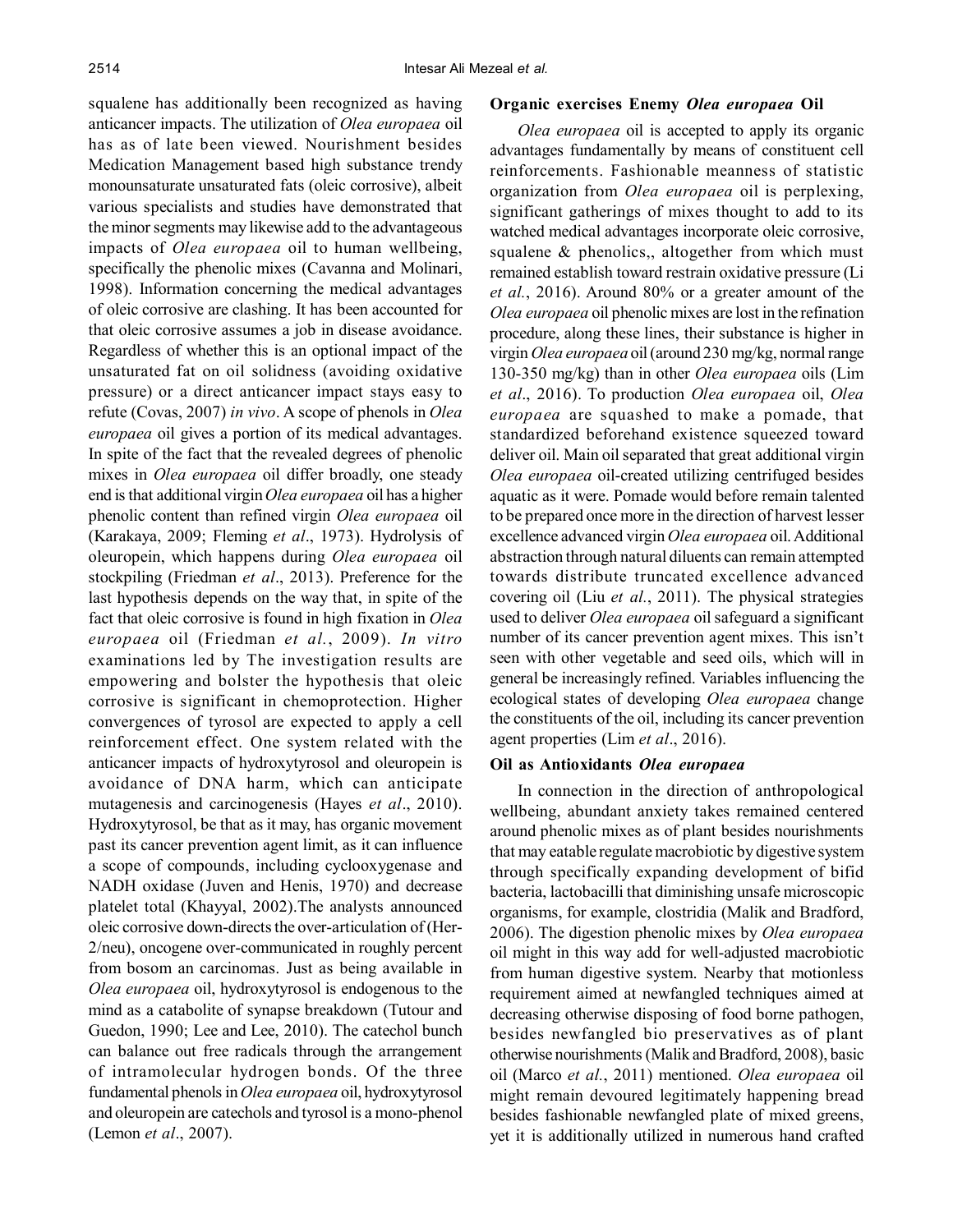squalene has additionally been recognized as having anticancer impacts. The utilization of *Olea europaea* oil has as of late been viewed. Nourishment besides Medication Management based high substance trendy monounsaturate unsaturated fats (oleic corrosive), albeit various specialists and studies have demonstrated that the minor segments may likewise add to the advantageous impacts of *Olea europaea* oil to human wellbeing, specifically the phenolic mixes (Cavanna and Molinari, 1998). Information concerning the medical advantages of oleic corrosive are clashing. It has been accounted for that oleic corrosive assumes a job in disease avoidance. Regardless of whether this is an optional impact of the unsaturated fat on oil solidness (avoiding oxidative pressure) or a direct anticancer impact stays easy to refute (Covas, 2007) *in vivo*. A scope of phenols in *Olea europaea* oil gives a portion of its medical advantages. In spite of the fact that the revealed degrees of phenolic mixes in *Olea europaea* oil differ broadly, one steady end is that additional virgin *Olea europaea* oil has a higher phenolic content than refined virgin *Olea europaea* oil (Karakaya, 2009; Fleming *et al*., 1973). Hydrolysis of oleuropein, which happens during *Olea europaea* oil stockpiling (Friedman *et al*., 2013). Preference for the last hypothesis depends on the way that, in spite of the fact that oleic corrosive is found in high fixation in *Olea europaea* oil (Friedman *et al.*, 2009). *In vitro* examinations led by The investigation results are empowering and bolster the hypothesis that oleic corrosive is significant in chemoprotection. Higher convergences of tyrosol are expected to apply a cell reinforcement effect. One system related with the anticancer impacts of hydroxytyrosol and oleuropein is avoidance of DNA harm, which can anticipate mutagenesis and carcinogenesis (Hayes *et al*., 2010). Hydroxytyrosol, be that as it may, has organic movement past its cancer prevention agent limit, as it can influence a scope of compounds, including cyclooxygenase and NADH oxidase (Juven and Henis, 1970) and decrease platelet total (Khayyal, 2002).The analysts announced oleic corrosive down-directs the over-articulation of (Her-2/neu), oncogene over-communicated in roughly percent from bosom an carcinomas. Just as being available in *Olea europaea* oil, hydroxytyrosol is endogenous to the mind as a catabolite of synapse breakdown (Tutour and Guedon, 1990; Lee and Lee, 2010). The catechol bunch can balance out free radicals through the arrangement of intramolecular hydrogen bonds. Of the three fundamental phenols in *Olea europaea* oil, hydroxytyrosol and oleuropein are catechols and tyrosol is a mono-phenol (Lemon *et al*., 2007).

### Organic exercises Enemy *Olea europaea* Oil

*Olea europaea* oil is accepted to apply its organic advantages fundamentally by means of constituent cell reinforcements. Fashionable meanness of statistic organization from *Olea europaea* oil is perplexing, significant gatherings of mixes thought to add to its watched medical advantages incorporate oleic corrosive, squalene & phenolics,, altogether from which must remained establish toward restrain oxidative pressure (Li *et al.*, 2016). Around 80% or a greater amount of the *Olea europaea* oil phenolic mixes are lost in the refination procedure, along these lines, their substance is higher in virgin *Olea europaea* oil (around 230 mg/kg, normal range 130-350 mg/kg) than in other *Olea europaea* oils (Lim *et al*., 2016). To production *Olea europaea* oil, *Olea europaea* are squashed to make a pomade, that standardized beforehand existence squeezed toward deliver oil. Main oil separated that great additional virgin *Olea europaea* oil-created utilizing centrifuged besides aquatic as it were. Pomade would before remain talented to be prepared once more in the direction of harvest lesser excellence advanced virgin *Olea europaea* oil. Additional abstraction through natural diluents can remain attempted towards distribute truncated excellence advanced covering oil (Liu *et al.*, 2011). The physical strategies used to deliver *Olea europaea* oil safeguard a significant number of its cancer prevention agent mixes. This isn't seen with other vegetable and seed oils, which will in general be increasingly refined. Variables influencing the ecological states of developing *Olea europaea* change the constituents of the oil, including its cancer prevention agent properties (Lim *et al*., 2016).

### Oil as Antioxidants *Olea europaea*

In connection in the direction of anthropological wellbeing, abundant anxiety takes remained centered around phenolic mixes as of plant besides nourishments that may eatable regulate macrobiotic by digestive system through specifically expanding development of bifid bacteria, lactobacilli that diminishing unsafe microscopic organisms, for example, clostridia (Malik and Bradford, 2006). The digestion phenolic mixes by *Olea europaea* oil might in this way add for well-adjusted macrobiotic from human digestive system. Nearby that motionless requirement aimed at newfangled techniques aimed at decreasing otherwise disposing of food borne pathogen, besides newfangled bio preservatives as of plant otherwise nourishments (Malik and Bradford, 2008), basic oil (Marco *et al.*, 2011) mentioned. *Olea europaea* oil might remain devoured legitimately happening bread besides fashionable newfangled plate of mixed greens, yet it is additionally utilized in numerous hand crafted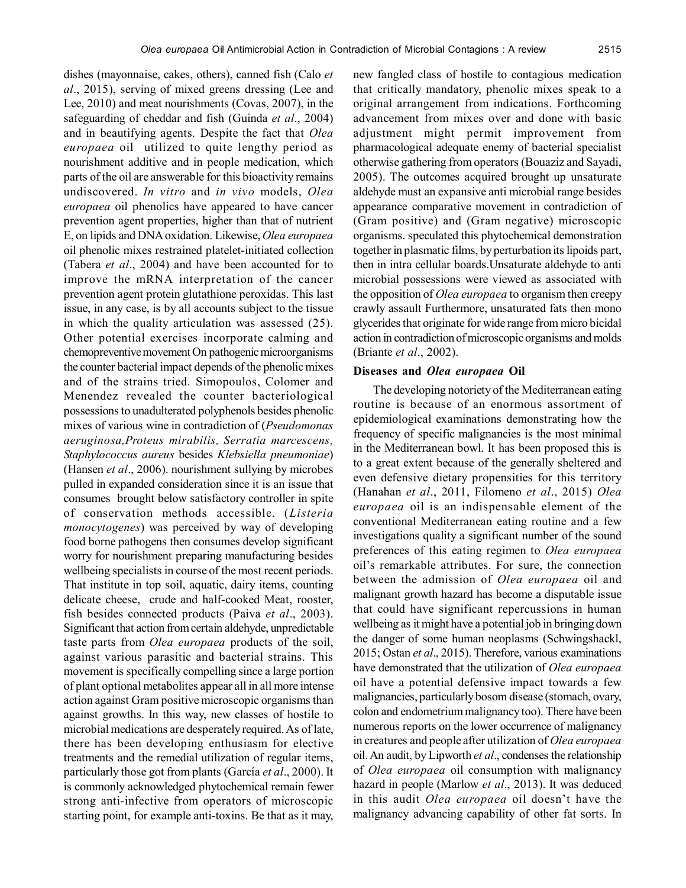dishes (mayonnaise, cakes, others), canned fish (Calo *et al*., 2015), serving of mixed greens dressing (Lee and Lee, 2010) and meat nourishments (Covas, 2007), in the safeguarding of cheddar and fish (Guinda *et al*., 2004) and in beautifying agents. Despite the fact that *Olea europaea* oil utilized to quite lengthy period as nourishment additive and in people medication, which parts of the oil are answerable for this bioactivity remains undiscovered. *In vitro* and *in vivo* models, *Olea europaea* oil phenolics have appeared to have cancer prevention agent properties, higher than that of nutrient E, on lipids and DNA oxidation. Likewise, *Olea europaea* oil phenolic mixes restrained platelet-initiated collection (Tabera *et al*., 2004) and have been accounted for to improve the mRNA interpretation of the cancer prevention agent protein glutathione peroxidas. This last issue, in any case, is by all accounts subject to the tissue in which the quality articulation was assessed (25). Other potential exercises incorporate calming and chemopreventive movement On pathogenic microorganisms the counter bacterial impact depends of the phenolic mixes and of the strains tried. Simopoulos, Colomer and Menendez revealed the counter bacteriological possessions to unadulterated polyphenols besides phenolic mixes of various wine in contradiction of (*Pseudomonas aeruginosa,Proteus mirabilis, Serratia marcescens, Staphylococcus aureus* besides *Klebsiella pneumoniae*) (Hansen *et al*., 2006). nourishment sullying by microbes pulled in expanded consideration since it is an issue that consumes brought below satisfactory controller in spite of conservation methods accessible. (*Listeria monocytogenes*) was perceived by way of developing food borne pathogens then consumes develop significant worry for nourishment preparing manufacturing besides wellbeing specialists in course of the most recent periods. That institute in top soil, aquatic, dairy items, counting delicate cheese, crude and half-cooked Meat, rooster, fish besides connected products (Paiva *et al*., 2003). Significant that action from certain aldehyde, unpredictable taste parts from *Olea europaea* products of the soil, against various parasitic and bacterial strains. This movement is specifically compelling since a large portion of plant optional metabolites appear all in all more intense action against Gram positive microscopic organisms than against growths. In this way, new classes of hostile to microbial medications are desperately required. As of late, there has been developing enthusiasm for elective treatments and the remedial utilization of regular items, particularly those got from plants (García *et al*., 2000). It is commonly acknowledged phytochemical remain fewer strong anti-infective from operators of microscopic starting point, for example anti-toxins. Be that as it may, new fangled class of hostile to contagious medication that critically mandatory, phenolic mixes speak to a original arrangement from indications. Forthcoming advancement from mixes over and done with basic adjustment might permit improvement from pharmacological adequate enemy of bacterial specialist otherwise gathering from operators (Bouaziz and Sayadi, 2005). The outcomes acquired brought up unsaturate aldehyde must an expansive anti microbial range besides appearance comparative movement in contradiction of (Gram positive) and (Gram negative) microscopic organisms. speculated this phytochemical demonstration together in plasmatic films, by perturbation its lipoids part, then in intra cellular boards.Unsaturate aldehyde to anti microbial possessions were viewed as associated with the opposition of *Olea europaea* to organism then creepy crawly assault Furthermore, unsaturated fats then mono glycerides that originate for wide range from micro bicidal action in contradiction of microscopic organisms and molds (Briante *et al*., 2002).

## Diseases and *Olea europaea* Oil

The developing notoriety of the Mediterranean eating routine is because of an enormous assortment of epidemiological examinations demonstrating how the frequency of specific malignancies is the most minimal in the Mediterranean bowl. It has been proposed this is to a great extent because of the generally sheltered and even defensive dietary propensities for this territory (Hanahan *et al*., 2011, Filomeno *et al*., 2015) *Olea europaea* oil is an indispensable element of the conventional Mediterranean eating routine and a few investigations quality a significant number of the sound preferences of this eating regimen to *Olea europaea* oil's remarkable attributes. For sure, the connection between the admission of *Olea europaea* oil and malignant growth hazard has become a disputable issue that could have significant repercussions in human wellbeing as it might have a potential job in bringing down the danger of some human neoplasms (Schwingshackl, 2015; Ostan *et al*., 2015). Therefore, various examinations have demonstrated that the utilization of *Olea europaea* oil have a potential defensive impact towards a few malignancies, particularly bosom disease (stomach, ovary, colon and endometrium malignancy too). There have been numerous reports on the lower occurrence of malignancy in creatures and people after utilization of *Olea europaea* oil. An audit, by Lipworth *et al*., condenses the relationship of *Olea europaea* oil consumption with malignancy hazard in people (Marlow *et al*., 2013). It was deduced in this audit *Olea europaea* oil doesn't have the malignancy advancing capability of other fat sorts. In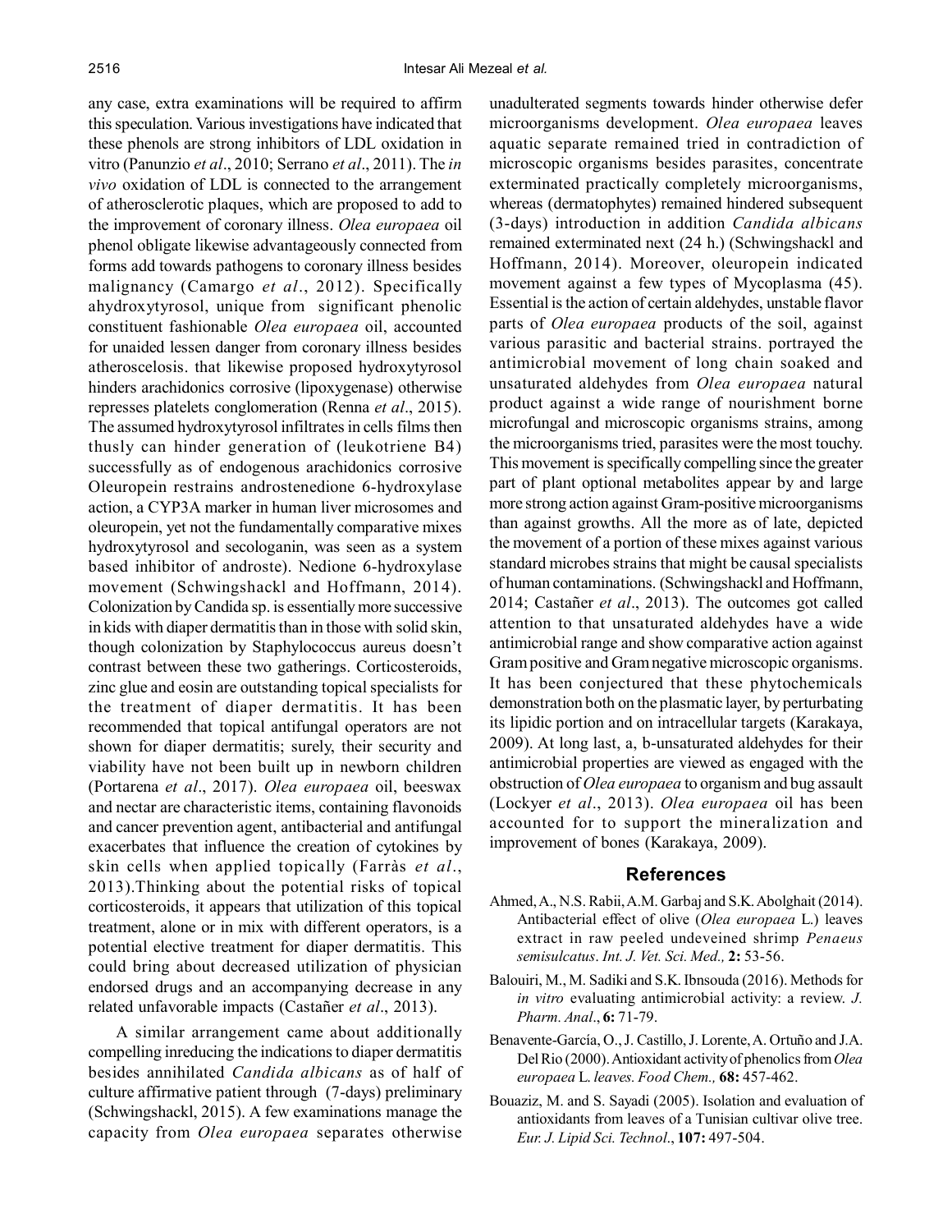any case, extra examinations will be required to affirm this speculation. Various investigations have indicated that these phenols are strong inhibitors of LDL oxidation in vitro (Panunzio *et al*., 2010; Serrano *et al*., 2011). The *in vivo* oxidation of LDL is connected to the arrangement of atherosclerotic plaques, which are proposed to add to the improvement of coronary illness. *Olea europaea* oil phenol obligate likewise advantageously connected from forms add towards pathogens to coronary illness besides malignancy (Camargo *et al*., 2012). Specifically ahydroxytyrosol, unique from significant phenolic constituent fashionable *Olea europaea* oil, accounted for unaided lessen danger from coronary illness besides atheroscelosis. that likewise proposed hydroxytyrosol hinders arachidonics corrosive (lipoxygenase) otherwise represses platelets conglomeration (Renna *et al*., 2015). The assumed hydroxytyrosol infiltrates in cells films then thusly can hinder generation of (leukotriene B4) successfully as of endogenous arachidonics corrosive Oleuropein restrains androstenedione 6-hydroxylase action, a CYP3A marker in human liver microsomes and oleuropein, yet not the fundamentally comparative mixes hydroxytyrosol and secologanin, was seen as a system based inhibitor of androste). Nedione 6-hydroxylase movement (Schwingshackl and Hoffmann, 2014). Colonization by Candida sp. is essentially more successive in kids with diaper dermatitis than in those with solid skin, though colonization by Staphylococcus aureus doesn't contrast between these two gatherings. Corticosteroids, zinc glue and eosin are outstanding topical specialists for the treatment of diaper dermatitis. It has been recommended that topical antifungal operators are not shown for diaper dermatitis; surely, their security and viability have not been built up in newborn children (Portarena *et al*., 2017). *Olea europaea* oil, beeswax and nectar are characteristic items, containing flavonoids and cancer prevention agent, antibacterial and antifungal exacerbates that influence the creation of cytokines by skin cells when applied topically (Farràs *et al*., 2013).Thinking about the potential risks of topical corticosteroids, it appears that utilization of this topical treatment, alone or in mix with different operators, is a potential elective treatment for diaper dermatitis. This could bring about decreased utilization of physician endorsed drugs and an accompanying decrease in any related unfavorable impacts (Castañer *et al*., 2013).

A similar arrangement came about additionally compelling inreducing the indications to diaper dermatitis besides annihilated *Candida albicans* as of half of culture affirmative patient through (7-days) preliminary (Schwingshackl, 2015). A few examinations manage the capacity from *Olea europaea* separates otherwise unadulterated segments towards hinder otherwise defer microorganisms development. *Olea europaea* leaves aquatic separate remained tried in contradiction of microscopic organisms besides parasites, concentrate exterminated practically completely microorganisms, whereas (dermatophytes) remained hindered subsequent (3-days) introduction in addition *Candida albicans* remained exterminated next (24 h.) (Schwingshackl and Hoffmann, 2014). Moreover, oleuropein indicated movement against a few types of Mycoplasma (45). Essential is the action of certain aldehydes, unstable flavor parts of *Olea europaea* products of the soil, against various parasitic and bacterial strains. portrayed the antimicrobial movement of long chain soaked and unsaturated aldehydes from *Olea europaea* natural product against a wide range of nourishment borne microfungal and microscopic organisms strains, among the microorganisms tried, parasites were the most touchy. This movement is specifically compelling since the greater part of plant optional metabolites appear by and large more strong action against Gram-positive microorganisms than against growths. All the more as of late, depicted the movement of a portion of these mixes against various standard microbes strains that might be causal specialists of human contaminations. (Schwingshackl and Hoffmann, 2014; Castañer *et al*., 2013). The outcomes got called attention to that unsaturated aldehydes have a wide antimicrobial range and show comparative action against Gram positive and Gram negative microscopic organisms. It has been conjectured that these phytochemicals demonstration both on the plasmatic layer, by perturbating its lipidic portion and on intracellular targets (Karakaya, 2009). At long last, a, b-unsaturated aldehydes for their antimicrobial properties are viewed as engaged with the obstruction of *Olea europaea* to organism and bug assault (Lockyer *et al*., 2013). *Olea europaea* oil has been accounted for to support the mineralization and improvement of bones (Karakaya, 2009).

## References

Ahmed, A., N.S. Rabii, A.M. Garbaj and S.K. Abolghait (2014). Antibacterial effect of olive (*Olea europaea* L.) leaves extract in raw peeled undeveined shrimp *Penaeus semisulcatus*. *Int. J. Vet. Sci. Med.,* **2:** 53-56.

Balouiri, M., M. Sadiki and S.K. Ibnsouda (2016). Methods for *in vitro* evaluating antimicrobial activity: a review. *J. Pharm. Anal*., **6:** 71-79.

Benavente-García, O., J. Castillo, J. Lorente, A. Ortuño and J.A. Del Rio (2000). Antioxidant activity of phenolics from *Olea europaea* L. *leaves. Food Chem.,* **68:** 457-462.

Bouaziz, M. and S. Sayadi (2005). Isolation and evaluation of antioxidants from leaves of a Tunisian cultivar olive tree. *Eur. J. Lipid Sci. Technol*., **107:** 497-504.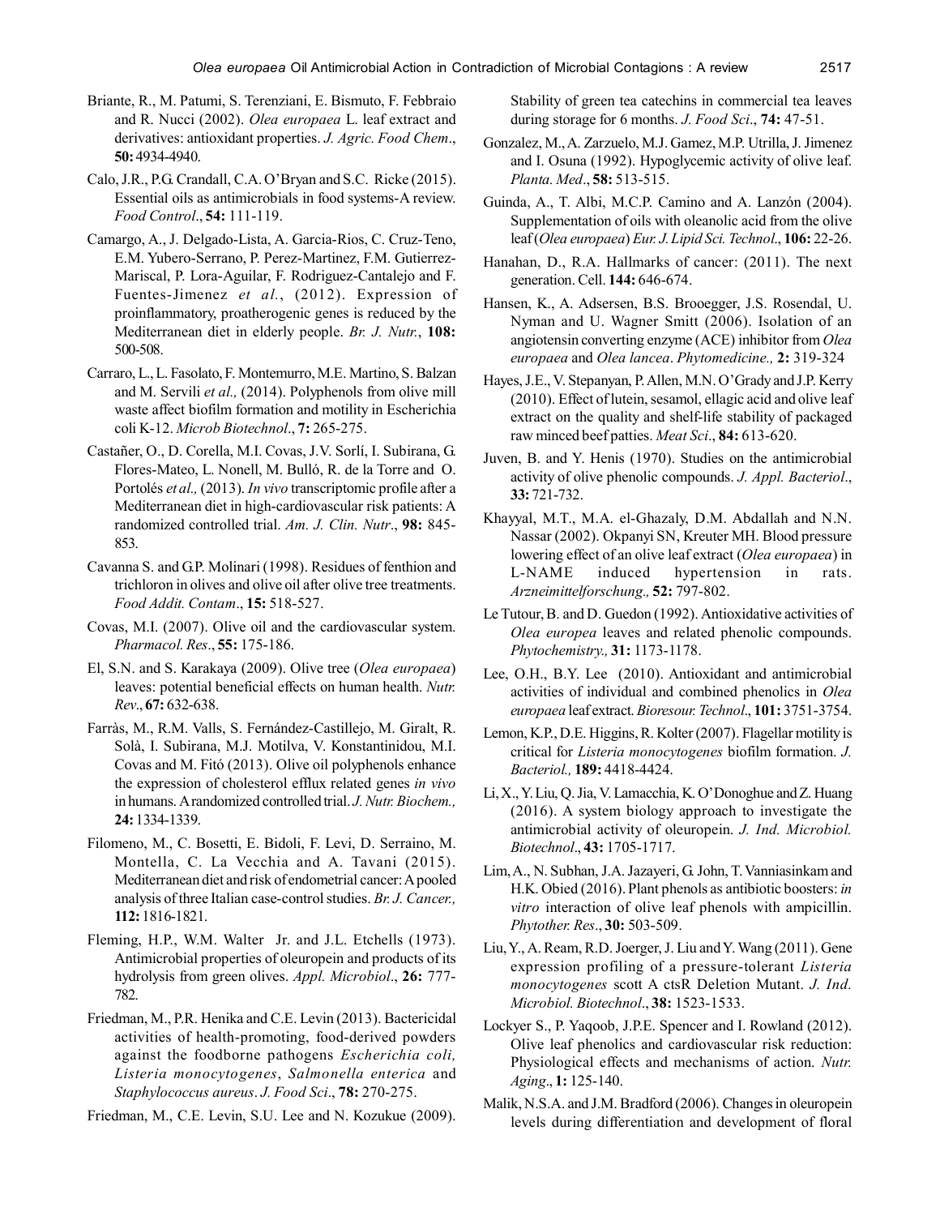Briante, R., M. Patumi, S. Terenziani, E. Bismuto, F. Febbraio and R. Nucci (2002). *Olea europaea* L. leaf extract and derivatives: antioxidant properties. *J. Agric. Food Chem*., **50:** 4934-4940.

Calo, J.R., P.G. Crandall, C.A. O'Bryan and S.C. Ricke (2015). Essential oils as antimicrobials in food systems-A review. *Food Control*., **54:** 111-119.

Camargo, A., J. Delgado-Lista, A. Garcia-Rios, C. Cruz-Teno, E.M. Yubero-Serrano, P. Perez-Martinez, F.M. Gutierrez-Mariscal, P. Lora-Aguilar, F. Rodriguez-Cantalejo and F. Fuentes-Jimenez *et al.*, (2012). Expression of proinflammatory, proatherogenic genes is reduced by the Mediterranean diet in elderly people. *Br. J. Nutr.*, **108:** 500-508.

Carraro, L., L. Fasolato, F. Montemurro, M.E. Martino, S. Balzan and M. Servili *et al.,* (2014). Polyphenols from olive mill waste affect biofilm formation and motility in Escherichia coli K-12. *Microb Biotechnol*., **7:** 265-275.

Castañer, O., D. Corella, M.I. Covas, J.V. Sorlí, I. Subirana, G. Flores-Mateo, L. Nonell, M. Bulló, R. de la Torre and O. Portolés *et al.,* (2013). *In vivo* transcriptomic profile after a Mediterranean diet in high-cardiovascular risk patients: A randomized controlled trial. *Am. J. Clin. Nutr*., **98:** 845-853.

Cavanna S. and G.P. Molinari (1998). Residues of fenthion and trichloron in olives and olive oil after olive tree treatments. *Food Addit. Contam*., **15:** 518-527.

Covas, M.I. (2007). Olive oil and the cardiovascular system. *Pharmacol. Res*., **55:** 175-186.

El, S.N. and S. Karakaya (2009). Olive tree (*Olea europaea*) leaves: potential beneficial effects on human health. *Nutr. Rev*., **67:** 632-638.

Farràs, M., R.M. Valls, S. Fernández-Castillejo, M. Giralt, R. Solà, I. Subirana, M.J. Motilva, V. Konstantinidou, M.I. Covas and M. Fitó (2013). Olive oil polyphenols enhance the expression of cholesterol efflux related genes *in vivo* in humans. A randomized controlled trial. *J. Nutr. Biochem.,* **24:** 1334-1339.

Filomeno, M., C. Bosetti, E. Bidoli, F. Levi, D. Serraino, M. Montella, C. La Vecchia and A. Tavani (2015). Mediterranean diet and risk of endometrial cancer: A pooled analysis of three Italian case-control studies. *Br. J. Cancer.,* **112:** 1816-1821.

Fleming, H.P., W.M. Walter Jr. and J.L. Etchells (1973). Antimicrobial properties of oleuropein and products of its hydrolysis from green olives. *Appl. Microbiol*., **26:** 777-782.

Friedman, M., P.R. Henika and C.E. Levin (2013). Bactericidal activities of health-promoting, food-derived powders against the foodborne pathogens *Escherichia coli, Listeria monocytogenes*, *Salmonella enterica* and *Staphylococcus aureus*. *J. Food Sci*., **78:** 270-275.

Friedman, M., C.E. Levin, S.U. Lee and N. Kozukue (2009). Stability of green tea catechins in commercial tea leaves during storage for 6 months. *J. Food Sci*., **74:** 47-51.

Gonzalez, M., A. Zarzuelo, M.J. Gamez, M.P. Utrilla, J. Jimenez and I. Osuna (1992). Hypoglycemic activity of olive leaf. *Planta. Med*., **58:** 513-515.

Guinda, A., T. Albi, M.C.P. Camino and A. Lanzón (2004). Supplementation of oils with oleanolic acid from the olive leaf (*Olea europaea*) *Eur. J. Lipid Sci. Technol*., **106:** 22-26.

Hanahan, D., R.A. Hallmarks of cancer: (2011). The next generation. Cell. **144:** 646-674.

Hansen, K., A. Adsersen, B.S. Brooegger, J.S. Rosendal, U. Nyman and U. Wagner Smitt (2006). Isolation of an angiotensin converting enzyme (ACE) inhibitor from *Olea europaea* and *Olea lancea*. *Phytomedicine.,* **2:** 319-324

Hayes, J.E., V. Stepanyan, P. Allen, M.N. O'Grady and J.P. Kerry (2010). Effect of lutein, sesamol, ellagic acid and olive leaf extract on the quality and shelf-life stability of packaged raw minced beef patties. *Meat Sci*., **84:** 613-620.

Juven, B. and Y. Henis (1970). Studies on the antimicrobial activity of olive phenolic compounds. *J. Appl. Bacteriol*., **33:** 721-732.

Khayyal, M.T., M.A. el-Ghazaly, D.M. Abdallah and N.N. Nassar (2002). Okpanyi SN, Kreuter MH. Blood pressure lowering effect of an olive leaf extract (*Olea europaea*) in L-NAME induced hypertension in rats. *Arzneimittelforschung.,* **52:** 797-802.

Le Tutour, B. and D. Guedon (1992). Antioxidative activities of *Olea europea* leaves and related phenolic compounds. *Phytochemistry.,* **31:** 1173-1178.

Lee, O.H., B.Y. Lee (2010). Antioxidant and antimicrobial activities of individual and combined phenolics in *Olea europaea* leaf extract. *Bioresour. Technol*., **101:** 3751-3754.

Lemon, K.P., D.E. Higgins, R. Kolter (2007). Flagellar motility is critical for *Listeria monocytogenes* biofilm formation. *J. Bacteriol.,* **189:** 4418-4424.

Li, X., Y. Liu, Q. Jia, V. Lamacchia, K. O'Donoghue and Z. Huang (2016). A system biology approach to investigate the antimicrobial activity of oleuropein. *J. Ind. Microbiol. Biotechnol*., **43:** 1705-1717.

Lim, A., N. Subhan, J.A. Jazayeri, G. John, T. Vanniasinkam and H.K. Obied (2016). Plant phenols as antibiotic boosters: *in vitro* interaction of olive leaf phenols with ampicillin. *Phytother. Res*., **30:** 503-509.

Liu, Y., A. Ream, R.D. Joerger, J. Liu and Y. Wang (2011). Gene expression profiling of a pressure-tolerant *Listeria monocytogenes* scott A ctsR Deletion Mutant. *J. Ind. Microbiol. Biotechnol*., **38:** 1523-1533.

Lockyer S., P. Yaqoob, J.P.E. Spencer and I. Rowland (2012). Olive leaf phenolics and cardiovascular risk reduction: Physiological effects and mechanisms of action. *Nutr. Aging*., **1:** 125-140.

Malik, N.S.A. and J.M. Bradford (2006). Changes in oleuropein levels during differentiation and development of floral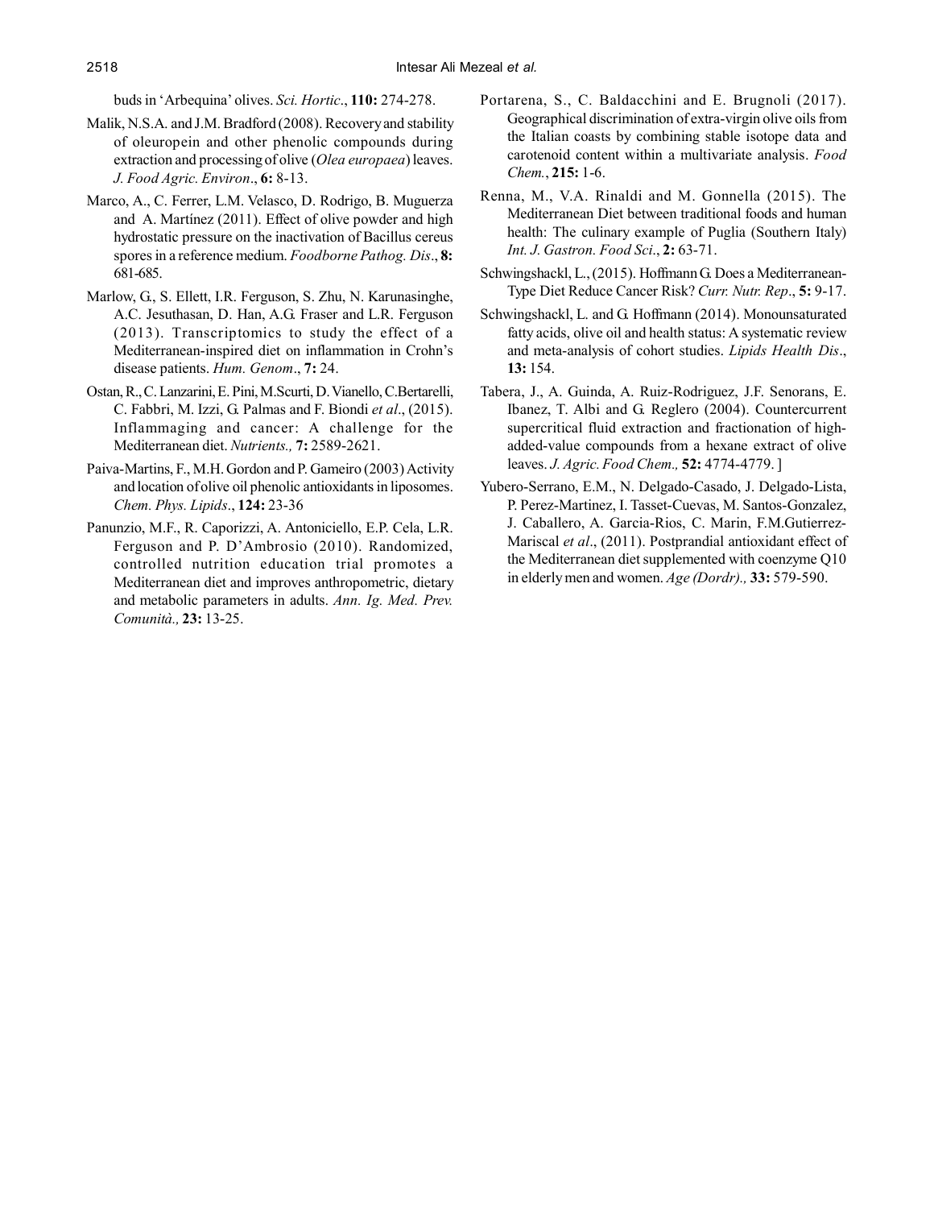buds in 'Arbequina' olives. *Sci. Hortic*., **110:** 274-278.

Malik, N.S.A. and J.M. Bradford (2008). Recovery and stability of oleuropein and other phenolic compounds during extraction and processing of olive (*Olea europaea*) leaves. *J. Food Agric. Environ*., **6:** 8-13.

Marco, A., C. Ferrer, L.M. Velasco, D. Rodrigo, B. Muguerza and A. Martínez (2011). Effect of olive powder and high hydrostatic pressure on the inactivation of Bacillus cereus spores in a reference medium. *Foodborne Pathog. Dis*., **8:** 681-685.

Marlow, G., S. Ellett, I.R. Ferguson, S. Zhu, N. Karunasinghe, A.C. Jesuthasan, D. Han, A.G. Fraser and L.R. Ferguson (2013). Transcriptomics to study the effect of a Mediterranean-inspired diet on inflammation in Crohn's disease patients. *Hum. Genom*., **7:** 24.

Ostan, R., C. Lanzarini, E. Pini, M.Scurti, D. Vianello, C.Bertarelli, C. Fabbri, M. Izzi, G. Palmas and F. Biondi *et al*., (2015). Inflammaging and cancer: A challenge for the Mediterranean diet. *Nutrients.,* **7:** 2589-2621.

Paiva-Martins, F., M.H. Gordon and P. Gameiro (2003) Activity and location of olive oil phenolic antioxidants in liposomes. *Chem. Phys. Lipids*., **124:** 23-36

Panunzio, M.F., R. Caporizzi, A. Antoniciello, E.P. Cela, L.R. Ferguson and P. D'Ambrosio (2010). Randomized, controlled nutrition education trial promotes a Mediterranean diet and improves anthropometric, dietary and metabolic parameters in adults. *Ann. Ig. Med. Prev. Comunità.,* **23:** 13-25.

Portarena, S., C. Baldacchini and E. Brugnoli (2017). Geographical discrimination of extra-virgin olive oils from the Italian coasts by combining stable isotope data and carotenoid content within a multivariate analysis. *Food Chem.*, **215:** 1-6.

Renna, M., V.A. Rinaldi and M. Gonnella (2015). The Mediterranean Diet between traditional foods and human health: The culinary example of Puglia (Southern Italy) *Int. J. Gastron. Food Sci*., **2:** 63-71.

Schwingshackl, L., (2015). Hoffmann G. Does a Mediterranean-Type Diet Reduce Cancer Risk? *Curr. Nutr. Rep*., **5:** 9-17.

Schwingshackl, L. and G. Hoffmann (2014). Monounsaturated fatty acids, olive oil and health status: A systematic review and meta-analysis of cohort studies. *Lipids Health Dis*., **13:** 154.

Tabera, J., A. Guinda, A. Ruiz-Rodriguez, J.F. Senorans, E. Ibanez, T. Albi and G. Reglero (2004). Countercurrent supercritical fluid extraction and fractionation of high-added-value compounds from a hexane extract of olive leaves. *J. Agric. Food Chem.,* **52:** 4774-4779. ]

Yubero-Serrano, E.M., N. Delgado-Casado, J. Delgado-Lista, P. Perez-Martinez, I. Tasset-Cuevas, M. Santos-Gonzalez, J. Caballero, A. Garcia-Rios, C. Marin, F.M.Gutierrez-Mariscal *et al*., (2011). Postprandial antioxidant effect of the Mediterranean diet supplemented with coenzyme Q10 in elderly men and women. *Age (Dordr).,* **33:** 579-590.